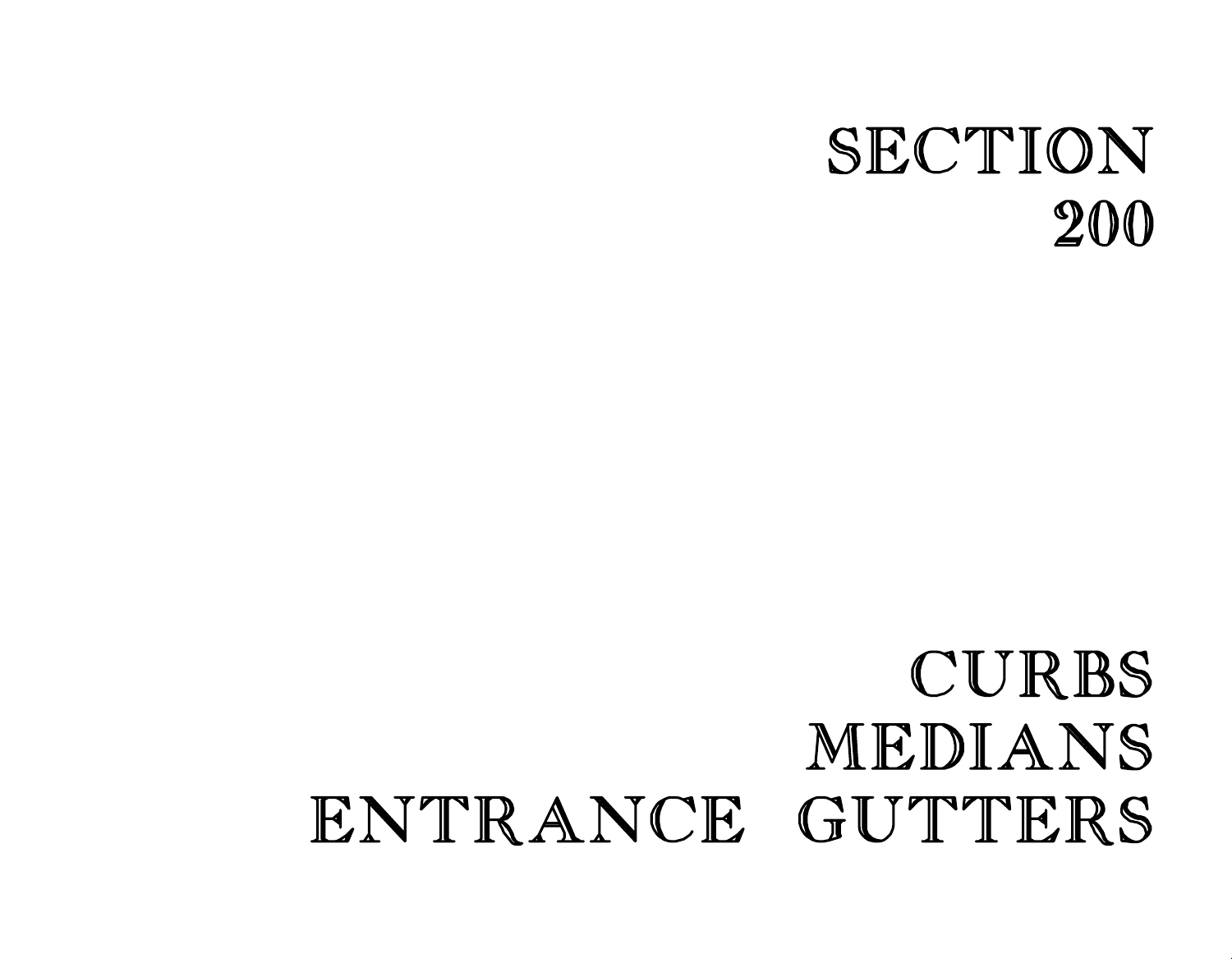# SECTION 200

# CURBS
# MEDIANS
# ENTRANCE GUTTERS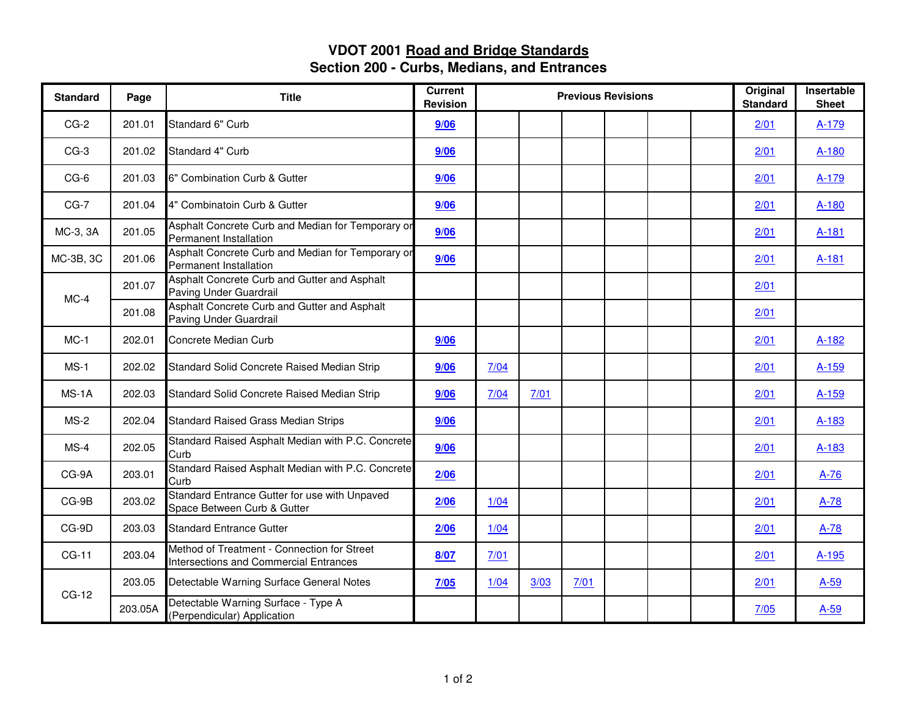# VDOT 2001 Road and Bridge Standards
## Section 200 - Curbs, Medians, and Entrances

| Standard | Page | Title | Current Revision | Previous Revisions | | | | | | Original Standard | Insertable Sheet |
|---|---|---|---|---|---|---|---|---|---|---|---|
| CG-2 | 201.01 | Standard 6" Curb | **9/06** | | | | | | | 2/01 | A-179 |
| CG-3 | 201.02 | Standard 4" Curb | **9/06** | | | | | | | 2/01 | A-180 |
| CG-6 | 201.03 | 6" Combination Curb & Gutter | **9/06** | | | | | | | 2/01 | A-179 |
| CG-7 | 201.04 | 4" Combinatoin Curb & Gutter | **9/06** | | | | | | | 2/01 | A-180 |
| MC-3, 3A | 201.05 | Asphalt Concrete Curb and Median for Temporary or Permanent Installation | **9/06** | | | | | | | 2/01 | A-181 |
| MC-3B, 3C | 201.06 | Asphalt Concrete Curb and Median for Temporary or Permanent Installation | **9/06** | | | | | | | 2/01 | A-181 |
| MC-4 | 201.07 | Asphalt Concrete Curb and Gutter and Asphalt Paving Under Guardrail | | | | | | | | 2/01 | |
| | 201.08 | Asphalt Concrete Curb and Gutter and Asphalt Paving Under Guardrail | | | | | | | | 2/01 | |
| MC-1 | 202.01 | Concrete Median Curb | **9/06** | | | | | | | 2/01 | A-182 |
| MS-1 | 202.02 | Standard Solid Concrete Raised Median Strip | **9/06** | 7/04 | | | | | | 2/01 | A-159 |
| MS-1A | 202.03 | Standard Solid Concrete Raised Median Strip | **9/06** | 7/04 | 7/01 | | | | | 2/01 | A-159 |
| MS-2 | 202.04 | Standard Raised Grass Median Strips | **9/06** | | | | | | | 2/01 | A-183 |
| MS-4 | 202.05 | Standard Raised Asphalt Median with P.C. Concrete Curb | **9/06** | | | | | | | 2/01 | A-183 |
| CG-9A | 203.01 | Standard Raised Asphalt Median with P.C. Concrete Curb | **2/06** | | | | | | | 2/01 | A-76 |
| CG-9B | 203.02 | Standard Entrance Gutter for use with Unpaved Space Between Curb & Gutter | **2/06** | 1/04 | | | | | | 2/01 | A-78 |
| CG-9D | 203.03 | Standard Entrance Gutter | **2/06** | 1/04 | | | | | | 2/01 | A-78 |
| CG-11 | 203.04 | Method of Treatment - Connection for Street Intersections and Commercial Entrances | **8/07** | 7/01 | | | | | | 2/01 | A-195 |
| CG-12 | 203.05 | Detectable Warning Surface General Notes | **7/05** | 1/04 | 3/03 | 7/01 | | | | 2/01 | A-59 |
| | 203.05A | Detectable Warning Surface - Type A (Perpendicular) Application | | | | | | | | 7/05 | A-59 |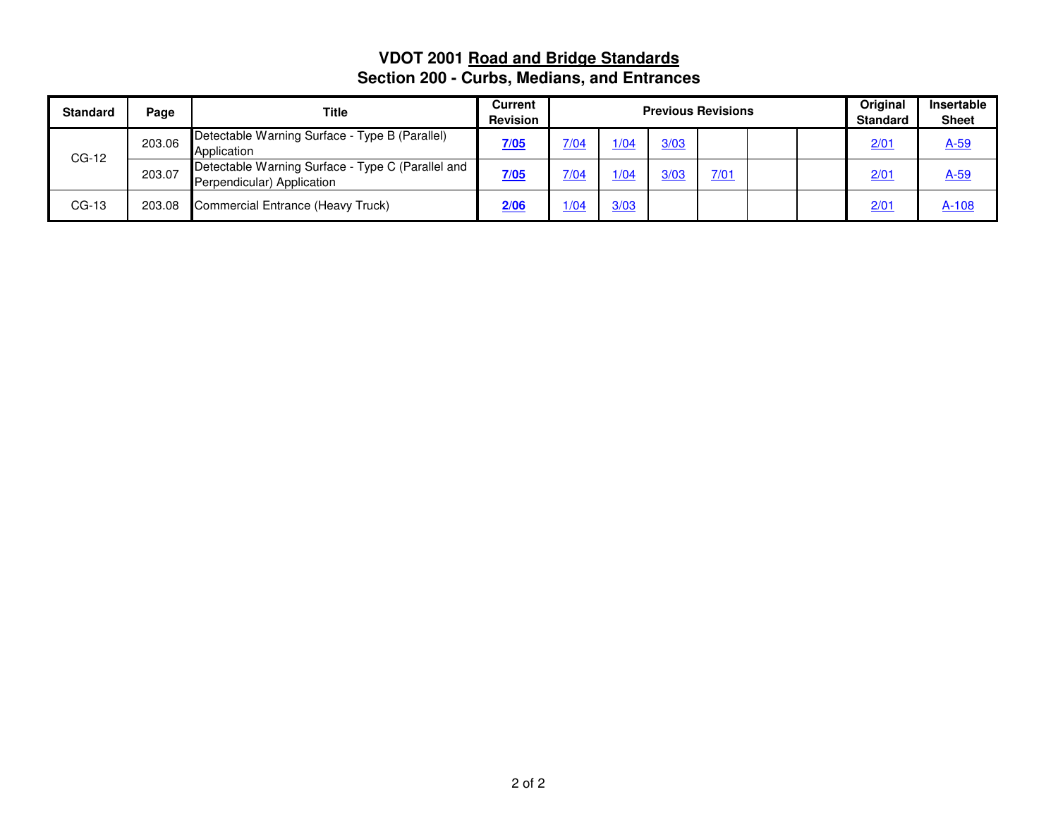# VDOT 2001 Road and Bridge Standards
## Section 200 - Curbs, Medians, and Entrances

| Standard | Page | Title | Current Revision | Previous Revisions | | | | | | Original Standard | Insertable Sheet |
|---|---|---|---|---|---|---|---|---|---|---|---|
| CG-12 | 203.06 | Detectable Warning Surface - Type B (Parallel) Application | **7/05** | 7/04 | 1/04 | 3/03 | | | | 2/01 | A-59 |
| | 203.07 | Detectable Warning Surface - Type C (Parallel and Perpendicular) Application | **7/05** | 7/04 | 1/04 | 3/03 | 7/01 | | | 2/01 | A-59 |
| CG-13 | 203.08 | Commercial Entrance (Heavy Truck) | **2/06** | 1/04 | 3/03 | | | | | 2/01 | A-108 |